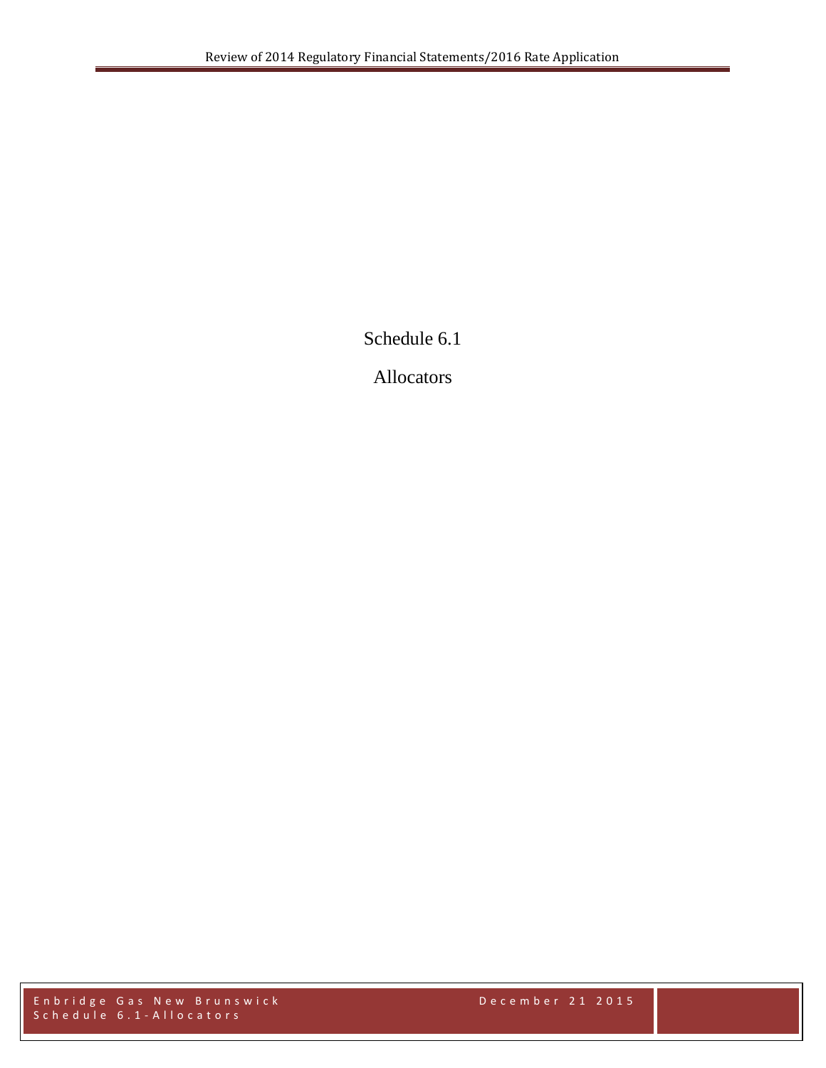# Schedule 6.1

## Allocators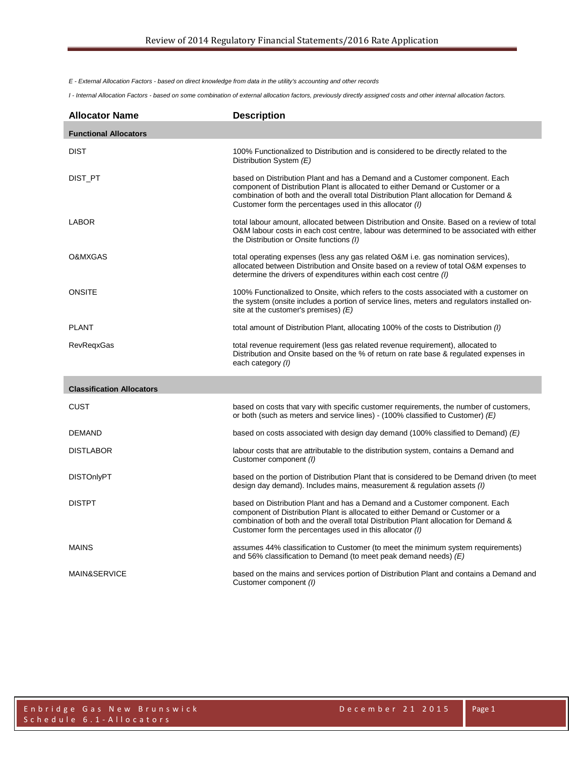*E - External Allocation Factors - based on direct knowledge from data in the utility's accounting and other records*

*I - Internal Allocation Factors - based on some combination of external allocation factors, previously directly assigned costs and other internal allocation factors.*

| Allocator Name | Description |
|---|---|
| **Functional Allocators** | |
| DIST | 100% Functionalized to Distribution and is considered to be directly related to the Distribution System *(E)* |
| DIST_PT | based on Distribution Plant and has a Demand and a Customer component. Each component of Distribution Plant is allocated to either Demand or Customer or a combination of both and the overall total Distribution Plant allocation for Demand & Customer form the percentages used in this allocator *(I)* |
| LABOR | total labour amount, allocated between Distribution and Onsite. Based on a review of total O&M labour costs in each cost centre, labour was determined to be associated with either the Distribution or Onsite functions *(I)* |
| O&MXGAS | total operating expenses (less any gas related O&M i.e. gas nomination services), allocated between Distribution and Onsite based on a review of total O&M expenses to determine the drivers of expenditures within each cost centre *(I)* |
| ONSITE | 100% Functionalized to Onsite, which refers to the costs associated with a customer on the system (onsite includes a portion of service lines, meters and regulators installed on-site at the customer's premises) *(E)* |
| PLANT | total amount of Distribution Plant, allocating 100% of the costs to Distribution *(I)* |
| RevReqxGas | total revenue requirement (less gas related revenue requirement), allocated to Distribution and Onsite based on the % of return on rate base & regulated expenses in each category *(I)* |
| **Classification Allocators** | |
| CUST | based on costs that vary with specific customer requirements, the number of customers, or both (such as meters and service lines) - (100% classified to Customer) *(E)* |
| DEMAND | based on costs associated with design day demand (100% classified to Demand) *(E)* |
| DISTLABOR | labour costs that are attributable to the distribution system, contains a Demand and Customer component *(I)* |
| DISTOnlyPT | based on the portion of Distribution Plant that is considered to be Demand driven (to meet design day demand). Includes mains, measurement & regulation assets *(I)* |
| DISTPT | based on Distribution Plant and has a Demand and a Customer component. Each component of Distribution Plant is allocated to either Demand or Customer or a combination of both and the overall total Distribution Plant allocation for Demand & Customer form the percentages used in this allocator *(I)* |
| MAINS | assumes 44% classification to Customer (to meet the minimum system requirements) and 56% classification to Demand (to meet peak demand needs) *(E)* |
| MAIN&SERVICE | based on the mains and services portion of Distribution Plant and contains a Demand and Customer component *(I)* |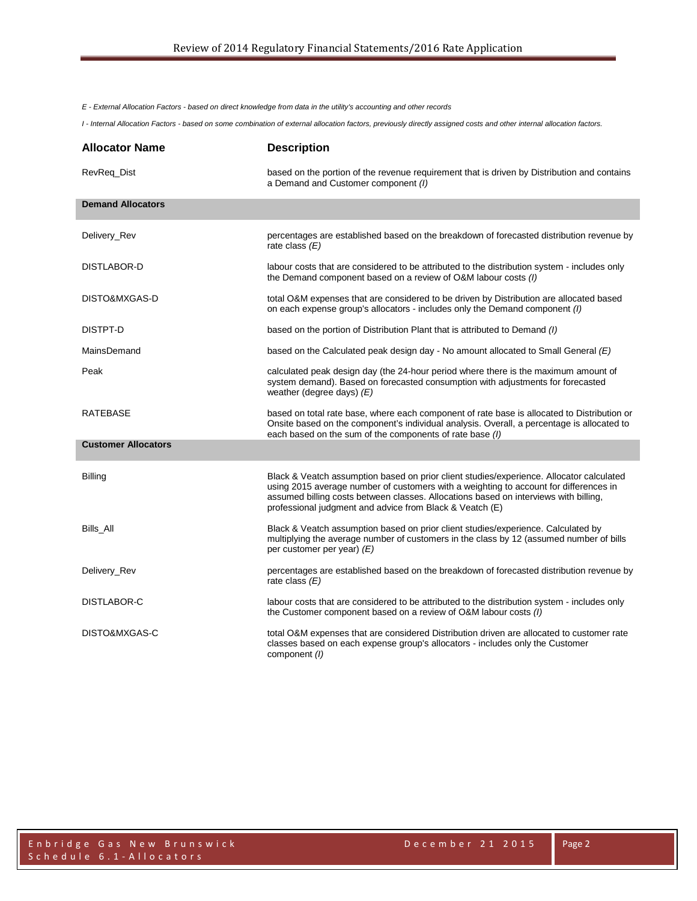*E - External Allocation Factors - based on direct knowledge from data in the utility's accounting and other records*

*I - Internal Allocation Factors - based on some combination of external allocation factors, previously directly assigned costs and other internal allocation factors.*

| Allocator Name | Description |
|---|---|
| RevReq_Dist | based on the portion of the revenue requirement that is driven by Distribution and contains a Demand and Customer component *(I)* |
| **Demand Allocators** | |
| Delivery_Rev | percentages are established based on the breakdown of forecasted distribution revenue by rate class *(E)* |
| DISTLABOR-D | labour costs that are considered to be attributed to the distribution system - includes only the Demand component based on a review of O&M labour costs *(I)* |
| DISTO&MXGAS-D | total O&M expenses that are considered to be driven by Distribution are allocated based on each expense group's allocators - includes only the Demand component *(I)* |
| DISTPT-D | based on the portion of Distribution Plant that is attributed to Demand *(I)* |
| MainsDemand | based on the Calculated peak design day - No amount allocated to Small General *(E)* |
| Peak | calculated peak design day (the 24-hour period where there is the maximum amount of system demand). Based on forecasted consumption with adjustments for forecasted weather (degree days) *(E)* |
| RATEBASE | based on total rate base, where each component of rate base is allocated to Distribution or Onsite based on the component's individual analysis. Overall, a percentage is allocated to each based on the sum of the components of rate base *(I)* |
| **Customer Allocators** | |
| Billing | Black & Veatch assumption based on prior client studies/experience. Allocator calculated using 2015 average number of customers with a weighting to account for differences in assumed billing costs between classes. Allocations based on interviews with billing, professional judgment and advice from Black & Veatch (E) |
| Bills_All | Black & Veatch assumption based on prior client studies/experience. Calculated by multiplying the average number of customers in the class by 12 (assumed number of bills per customer per year) *(E)* |
| Delivery_Rev | percentages are established based on the breakdown of forecasted distribution revenue by rate class *(E)* |
| DISTLABOR-C | labour costs that are considered to be attributed to the distribution system - includes only the Customer component based on a review of O&M labour costs *(I)* |
| DISTO&MXGAS-C | total O&M expenses that are considered Distribution driven are allocated to customer rate classes based on each expense group's allocators - includes only the Customer component *(I)* |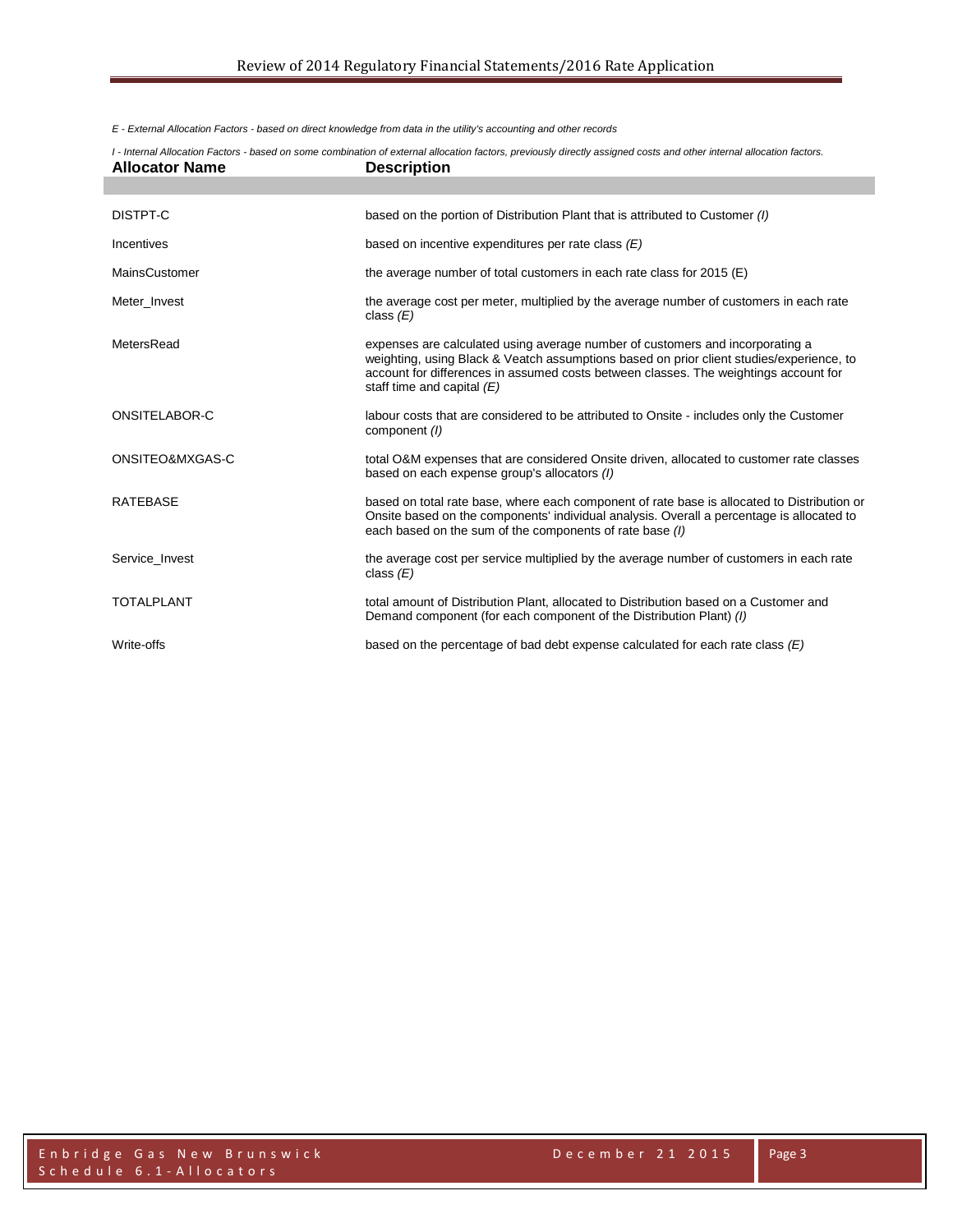*E - External Allocation Factors - based on direct knowledge from data in the utility's accounting and other records*

*I - Internal Allocation Factors - based on some combination of external allocation factors, previously directly assigned costs and other internal allocation factors.*

| Allocator Name | Description |
|---|---|
| DISTPT-C | based on the portion of Distribution Plant that is attributed to Customer *(I)* |
| Incentives | based on incentive expenditures per rate class *(E)* |
| MainsCustomer | the average number of total customers in each rate class for 2015 (E) |
| Meter_Invest | the average cost per meter, multiplied by the average number of customers in each rate class *(E)* |
| MetersRead | expenses are calculated using average number of customers and incorporating a weighting, using Black & Veatch assumptions based on prior client studies/experience, to account for differences in assumed costs between classes. The weightings account for staff time and capital *(E)* |
| ONSITELABOR-C | labour costs that are considered to be attributed to Onsite - includes only the Customer component *(I)* |
| ONSITEO&MXGAS-C | total O&M expenses that are considered Onsite driven, allocated to customer rate classes based on each expense group's allocators *(I)* |
| RATEBASE | based on total rate base, where each component of rate base is allocated to Distribution or Onsite based on the components' individual analysis. Overall a percentage is allocated to each based on the sum of the components of rate base *(I)* |
| Service_Invest | the average cost per service multiplied by the average number of customers in each rate class *(E)* |
| TOTALPLANT | total amount of Distribution Plant, allocated to Distribution based on a Customer and Demand component (for each component of the Distribution Plant) *(I)* |
| Write-offs | based on the percentage of bad debt expense calculated for each rate class *(E)* |